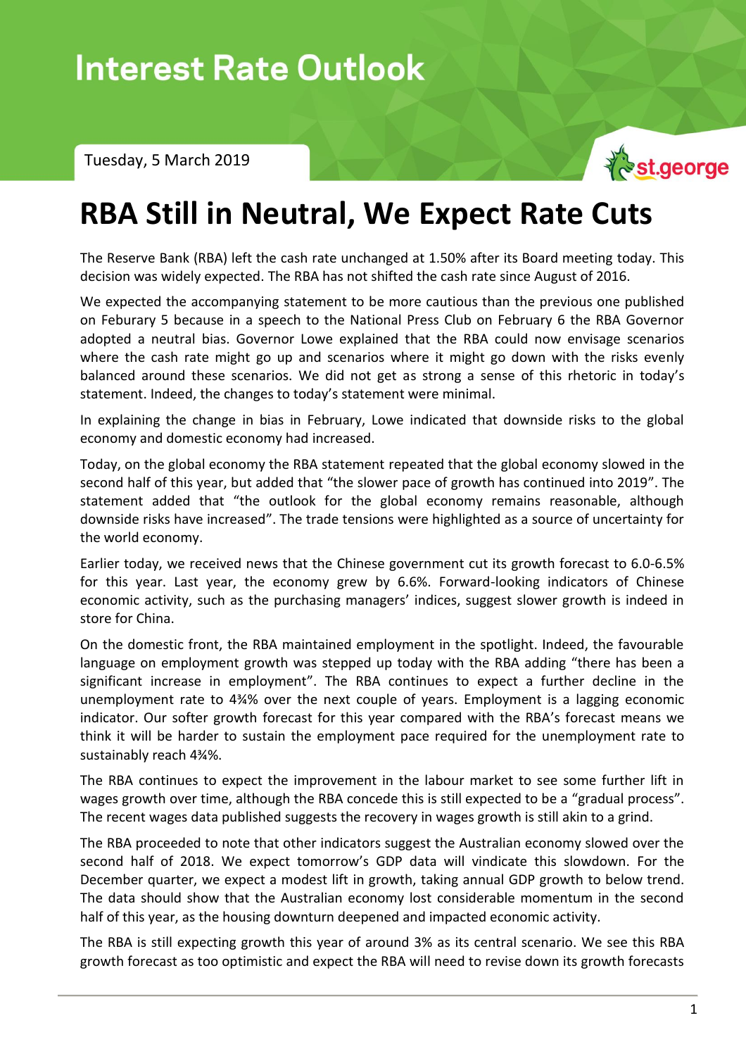# Interest Rate Outlook

Tuesday, 5 March 2019

# RBA Still in Neutral, We Expect Rate Cuts

The Reserve Bank (RBA) left the cash rate unchanged at 1.50% after its Board meeting today. This decision was widely expected. The RBA has not shifted the cash rate since August of 2016.

We expected the accompanying statement to be more cautious than the previous one published on Feburary 5 because in a speech to the National Press Club on February 6 the RBA Governor adopted a neutral bias. Governor Lowe explained that the RBA could now envisage scenarios where the cash rate might go up and scenarios where it might go down with the risks evenly balanced around these scenarios. We did not get as strong a sense of this rhetoric in today's statement. Indeed, the changes to today's statement were minimal.

In explaining the change in bias in February, Lowe indicated that downside risks to the global economy and domestic economy had increased.

Today, on the global economy the RBA statement repeated that the global economy slowed in the second half of this year, but added that "the slower pace of growth has continued into 2019". The statement added that "the outlook for the global economy remains reasonable, although downside risks have increased". The trade tensions were highlighted as a source of uncertainty for the world economy.

Earlier today, we received news that the Chinese government cut its growth forecast to 6.0-6.5% for this year. Last year, the economy grew by 6.6%. Forward-looking indicators of Chinese economic activity, such as the purchasing managers' indices, suggest slower growth is indeed in store for China.

On the domestic front, the RBA maintained employment in the spotlight. Indeed, the favourable language on employment growth was stepped up today with the RBA adding "there has been a significant increase in employment". The RBA continues to expect a further decline in the unemployment rate to 4¾% over the next couple of years. Employment is a lagging economic indicator. Our softer growth forecast for this year compared with the RBA's forecast means we think it will be harder to sustain the employment pace required for the unemployment rate to sustainably reach 4¾%.

The RBA continues to expect the improvement in the labour market to see some further lift in wages growth over time, although the RBA concede this is still expected to be a "gradual process". The recent wages data published suggests the recovery in wages growth is still akin to a grind.

The RBA proceeded to note that other indicators suggest the Australian economy slowed over the second half of 2018. We expect tomorrow's GDP data will vindicate this slowdown. For the December quarter, we expect a modest lift in growth, taking annual GDP growth to below trend. The data should show that the Australian economy lost considerable momentum in the second half of this year, as the housing downturn deepened and impacted economic activity.

The RBA is still expecting growth this year of around 3% as its central scenario. We see this RBA growth forecast as too optimistic and expect the RBA will need to revise down its growth forecasts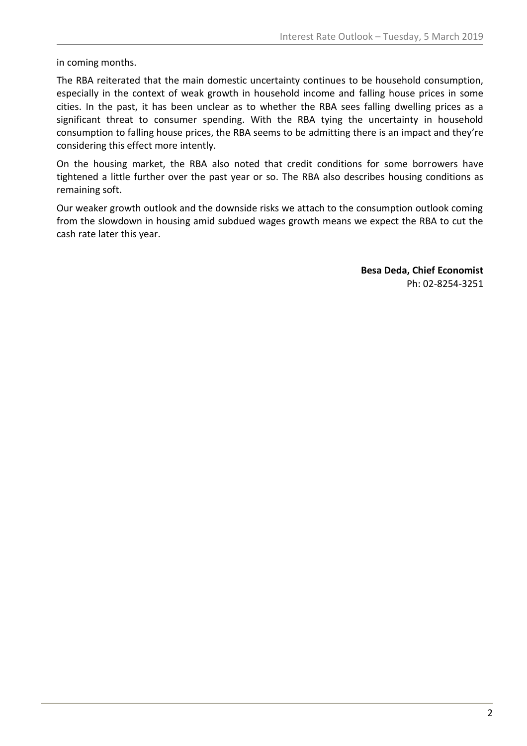in coming months.

The RBA reiterated that the main domestic uncertainty continues to be household consumption, especially in the context of weak growth in household income and falling house prices in some cities. In the past, it has been unclear as to whether the RBA sees falling dwelling prices as a significant threat to consumer spending. With the RBA tying the uncertainty in household consumption to falling house prices, the RBA seems to be admitting there is an impact and they're considering this effect more intently.

On the housing market, the RBA also noted that credit conditions for some borrowers have tightened a little further over the past year or so. The RBA also describes housing conditions as remaining soft.

Our weaker growth outlook and the downside risks we attach to the consumption outlook coming from the slowdown in housing amid subdued wages growth means we expect the RBA to cut the cash rate later this year.

**Besa Deda, Chief Economist**
Ph: 02-8254-3251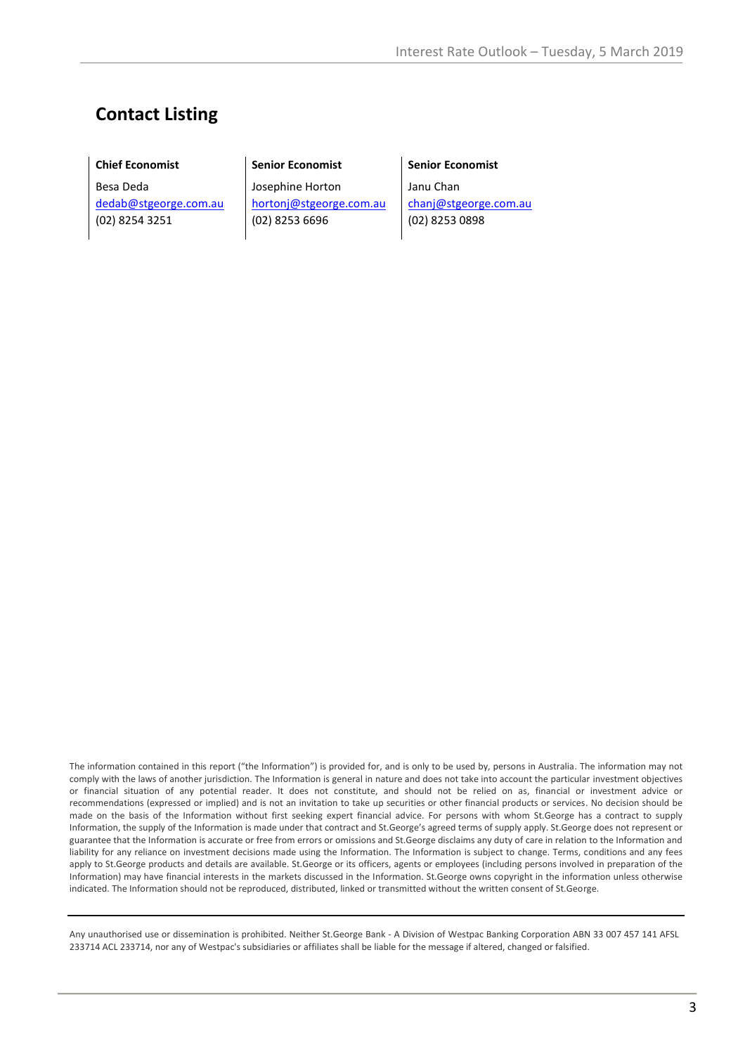## Contact Listing

**Chief Economist**

Besa Deda
dedab@stgeorge.com.au
(02) 8254 3251

**Senior Economist**

Josephine Horton
hortonj@stgeorge.com.au
(02) 8253 6696

**Senior Economist**

Janu Chan
chanj@stgeorge.com.au
(02) 8253 0898

The information contained in this report ("the Information") is provided for, and is only to be used by, persons in Australia. The information may not comply with the laws of another jurisdiction. The Information is general in nature and does not take into account the particular investment objectives or financial situation of any potential reader. It does not constitute, and should not be relied on as, financial or investment advice or recommendations (expressed or implied) and is not an invitation to take up securities or other financial products or services. No decision should be made on the basis of the Information without first seeking expert financial advice. For persons with whom St.George has a contract to supply Information, the supply of the Information is made under that contract and St.George's agreed terms of supply apply. St.George does not represent or guarantee that the Information is accurate or free from errors or omissions and St.George disclaims any duty of care in relation to the Information and liability for any reliance on investment decisions made using the Information. The Information is subject to change. Terms, conditions and any fees apply to St.George products and details are available. St.George or its officers, agents or employees (including persons involved in preparation of the Information) may have financial interests in the markets discussed in the Information. St.George owns copyright in the information unless otherwise indicated. The Information should not be reproduced, distributed, linked or transmitted without the written consent of St.George.

Any unauthorised use or dissemination is prohibited. Neither St.George Bank - A Division of Westpac Banking Corporation ABN 33 007 457 141 AFSL 233714 ACL 233714, nor any of Westpac's subsidiaries or affiliates shall be liable for the message if altered, changed or falsified.